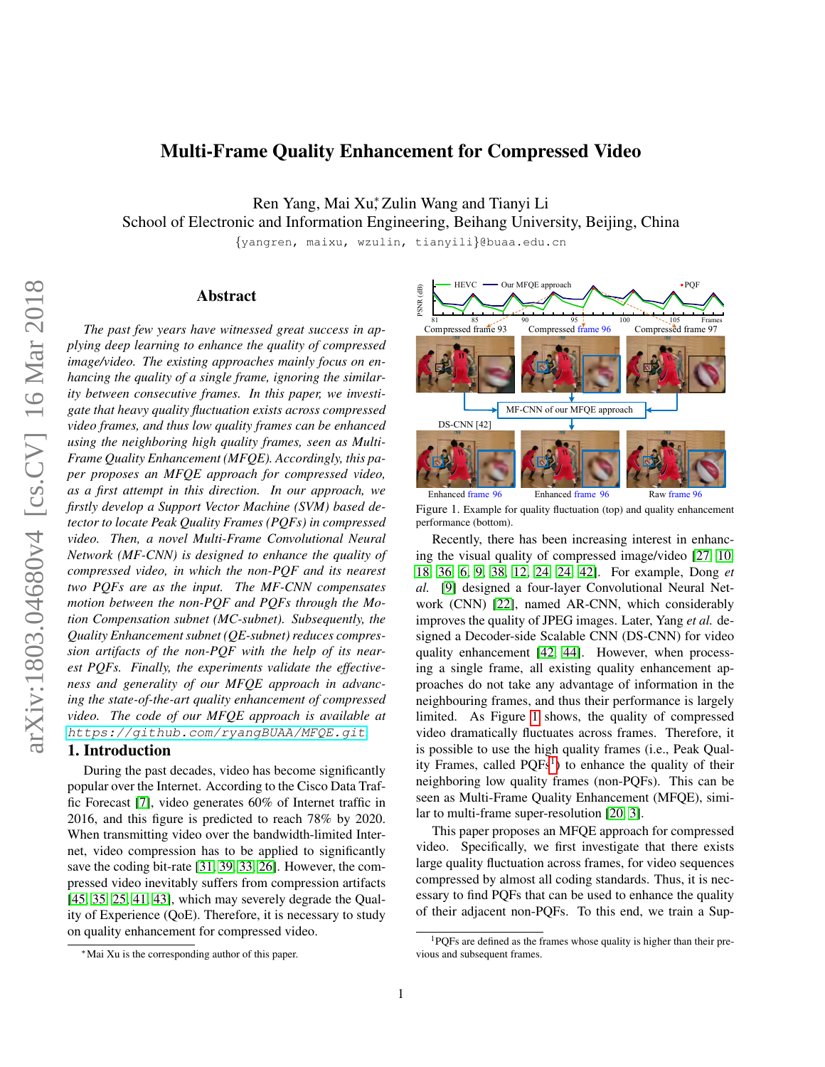# Multi-Frame Quality Enhancement for Compressed Video

Ren Yang, Mai Xu[*], Zulin Wang and Tianyi Li
School of Electronic and Information Engineering, Beihang University, Beijing, China
{yangren, maixu, wzulin, tianyili}@buaa.edu.cn

## Abstract

*The past few years have witnessed great success in applying deep learning to enhance the quality of compressed image/video. The existing approaches mainly focus on enhancing the quality of a single frame, ignoring the similarity between consecutive frames. In this paper, we investigate that heavy quality fluctuation exists across compressed video frames, and thus low quality frames can be enhanced using the neighboring high quality frames, seen as Multi-Frame Quality Enhancement (MFQE). Accordingly, this paper proposes an MFQE approach for compressed video, as a first attempt in this direction. In our approach, we firstly develop a Support Vector Machine (SVM) based detector to locate Peak Quality Frames (PQFs) in compressed video. Then, a novel Multi-Frame Convolutional Neural Network (MF-CNN) is designed to enhance the quality of compressed video, in which the non-PQF and its nearest two PQFs are as the input. The MF-CNN compensates motion between the non-PQF and PQFs through the Motion Compensation subnet (MC-subnet). Subsequently, the Quality Enhancement subnet (QE-subnet) reduces compression artifacts of the non-PQF with the help of its nearest PQFs. Finally, the experiments validate the effectiveness and generality of our MFQE approach in advancing the state-of-the-art quality enhancement of compressed video. The code of our MFQE approach is available at* `https://github.com/ryangBUAA/MFQE.git`

## 1. Introduction

During the past decades, video has become significantly popular over the Internet. According to the Cisco Data Traffic Forecast [7], video generates 60% of Internet traffic in 2016, and this figure is predicted to reach 78% by 2020. When transmitting video over the bandwidth-limited Internet, video compression has to be applied to significantly save the coding bit-rate [31, 39, 33, 26]. However, the compressed video inevitably suffers from compression artifacts [45, 35, 25, 41, 43], which may severely degrade the Quality of Experience (QoE). Therefore, it is necessary to study on quality enhancement for compressed video.

Figure 1. Example for quality fluctuation (top) and quality enhancement performance (bottom).

Recently, there has been increasing interest in enhancing the visual quality of compressed image/video [27, 10, 18, 36, 6, 9, 38, 12, 24, 24, 42]. For example, Dong *et al.* [9] designed a four-layer Convolutional Neural Network (CNN) [22], named AR-CNN, which considerably improves the quality of JPEG images. Later, Yang *et al.* designed a Decoder-side Scalable CNN (DS-CNN) for video quality enhancement [42, 44]. However, when processing a single frame, all existing quality enhancement approaches do not take any advantage of information in the neighbouring frames, and thus their performance is largely limited. As Figure 1 shows, the quality of compressed video dramatically fluctuates across frames. Therefore, it is possible to use the high quality frames (i.e., Peak Quality Frames, called PQFs[1]) to enhance the quality of their neighboring low quality frames (non-PQFs). This can be seen as Multi-Frame Quality Enhancement (MFQE), similar to multi-frame super-resolution [20, 3].

This paper proposes an MFQE approach for compressed video. Specifically, we first investigate that there exists large quality fluctuation across frames, for video sequences compressed by almost all coding standards. Thus, it is necessary to find PQFs that can be used to enhance the quality of their adjacent non-PQFs. To this end, we train a Sup-

[*]Mai Xu is the corresponding author of this paper.

[1]PQFs are defined as the frames whose quality is higher than their previous and subsequent frames.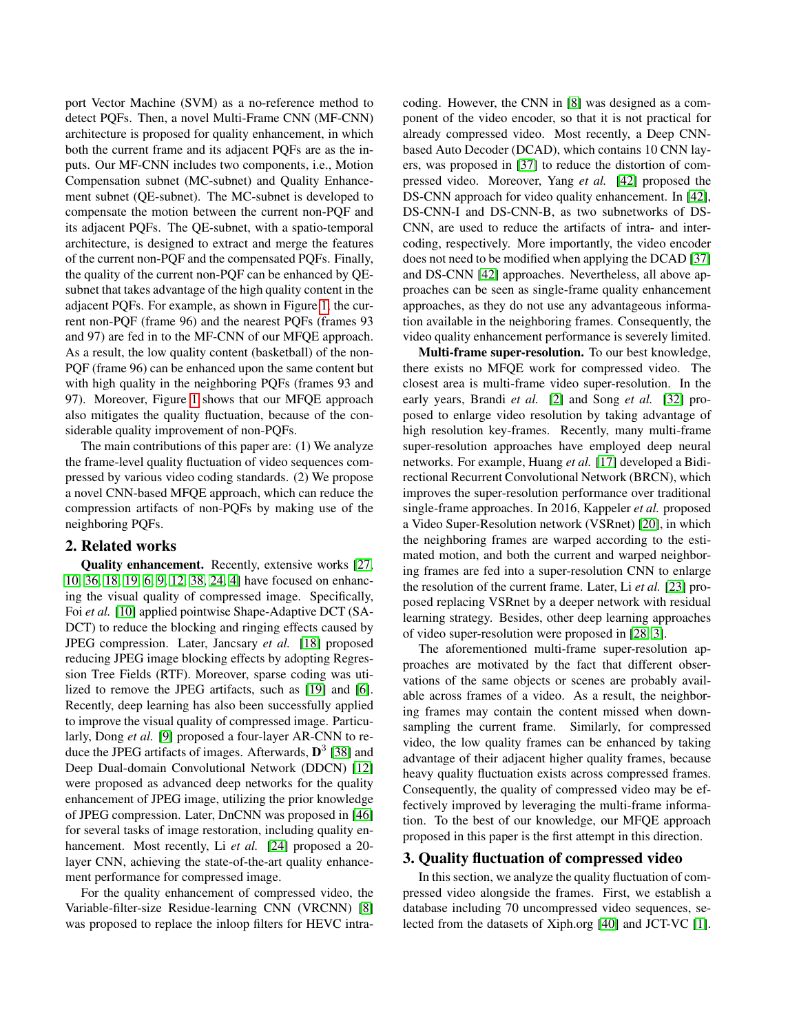port Vector Machine (SVM) as a no-reference method to detect PQFs. Then, a novel Multi-Frame CNN (MF-CNN) architecture is proposed for quality enhancement, in which both the current frame and its adjacent PQFs are as the inputs. Our MF-CNN includes two components, i.e., Motion Compensation subnet (MC-subnet) and Quality Enhancement subnet (QE-subnet). The MC-subnet is developed to compensate the motion between the current non-PQF and its adjacent PQFs. The QE-subnet, with a spatio-temporal architecture, is designed to extract and merge the features of the current non-PQF and the compensated PQFs. Finally, the quality of the current non-PQF can be enhanced by QE-subnet that takes advantage of the high quality content in the adjacent PQFs. For example, as shown in Figure 1, the current non-PQF (frame 96) and the nearest PQFs (frames 93 and 97) are fed in to the MF-CNN of our MFQE approach. As a result, the low quality content (basketball) of the non-PQF (frame 96) can be enhanced upon the same content but with high quality in the neighboring PQFs (frames 93 and 97). Moreover, Figure 1 shows that our MFQE approach also mitigates the quality fluctuation, because of the considerable quality improvement of non-PQFs.

The main contributions of this paper are: (1) We analyze the frame-level quality fluctuation of video sequences compressed by various video coding standards. (2) We propose a novel CNN-based MFQE approach, which can reduce the compression artifacts of non-PQFs by making use of the neighboring PQFs.

## 2. Related works

**Quality enhancement.** Recently, extensive works [27, 10, 36, 18, 19, 6, 9, 12, 38, 24, 4] have focused on enhancing the visual quality of compressed image. Specifically, Foi *et al.* [10] applied pointwise Shape-Adaptive DCT (SA-DCT) to reduce the blocking and ringing effects caused by JPEG compression. Later, Jancsary *et al.* [18] proposed reducing JPEG image blocking effects by adopting Regression Tree Fields (RTF). Moreover, sparse coding was utilized to remove the JPEG artifacts, such as [19] and [6]. Recently, deep learning has also been successfully applied to improve the visual quality of compressed image. Particularly, Dong *et al.* [9] proposed a four-layer AR-CNN to reduce the JPEG artifacts of images. Afterwards, $\mathbf{D}^3$ [38] and Deep Dual-domain Convolutional Network (DDCN) [12] were proposed as advanced deep networks for the quality enhancement of JPEG image, utilizing the prior knowledge of JPEG compression. Later, DnCNN was proposed in [46] for several tasks of image restoration, including quality enhancement. Most recently, Li *et al.* [24] proposed a 20-layer CNN, achieving the state-of-the-art quality enhancement performance for compressed image.

For the quality enhancement of compressed video, the Variable-filter-size Residue-learning CNN (VRCNN) [8] was proposed to replace the inloop filters for HEVC intra-coding. However, the CNN in [8] was designed as a component of the video encoder, so that it is not practical for already compressed video. Most recently, a Deep CNN-based Auto Decoder (DCAD), which contains 10 CNN layers, was proposed in [37] to reduce the distortion of compressed video. Moreover, Yang *et al.* [42] proposed the DS-CNN approach for video quality enhancement. In [42], DS-CNN-I and DS-CNN-B, as two subnetworks of DS-CNN, are used to reduce the artifacts of intra- and inter-coding, respectively. More importantly, the video encoder does not need to be modified when applying the DCAD [37] and DS-CNN [42] approaches. Nevertheless, all above approaches can be seen as single-frame quality enhancement approaches, as they do not use any advantageous information available in the neighboring frames. Consequently, the video quality enhancement performance is severely limited.

**Multi-frame super-resolution.** To our best knowledge, there exists no MFQE work for compressed video. The closest area is multi-frame video super-resolution. In the early years, Brandi *et al.* [2] and Song *et al.* [32] proposed to enlarge video resolution by taking advantage of high resolution key-frames. Recently, many multi-frame super-resolution approaches have employed deep neural networks. For example, Huang *et al.* [17] developed a Bidirectional Recurrent Convolutional Network (BRCN), which improves the super-resolution performance over traditional single-frame approaches. In 2016, Kappeler *et al.* proposed a Video Super-Resolution network (VSRnet) [20], in which the neighboring frames are warped according to the estimated motion, and both the current and warped neighboring frames are fed into a super-resolution CNN to enlarge the resolution of the current frame. Later, Li *et al.* [23] proposed replacing VSRnet by a deeper network with residual learning strategy. Besides, other deep learning approaches of video super-resolution were proposed in [28, 3].

The aforementioned multi-frame super-resolution approaches are motivated by the fact that different observations of the same objects or scenes are probably available across frames of a video. As a result, the neighboring frames may contain the content missed when down-sampling the current frame. Similarly, for compressed video, the low quality frames can be enhanced by taking advantage of their adjacent higher quality frames, because heavy quality fluctuation exists across compressed frames. Consequently, the quality of compressed video may be effectively improved by leveraging the multi-frame information. To the best of our knowledge, our MFQE approach proposed in this paper is the first attempt in this direction.

## 3. Quality fluctuation of compressed video

In this section, we analyze the quality fluctuation of compressed video alongside the frames. First, we establish a database including 70 uncompressed video sequences, selected from the datasets of Xiph.org [40] and JCT-VC [1].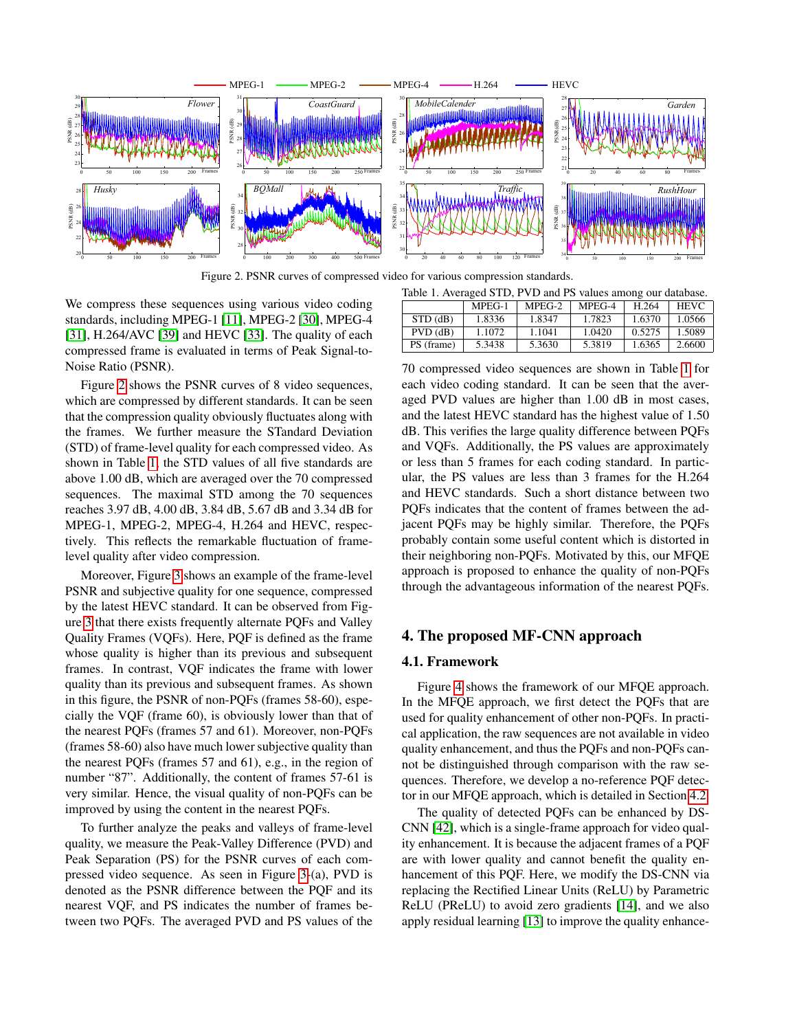Figure 2. PSNR curves of compressed video for various compression standards.

We compress these sequences using various video coding standards, including MPEG-1 [11], MPEG-2 [30], MPEG-4 [31], H.264/AVC [39] and HEVC [33]. The quality of each compressed frame is evaluated in terms of Peak Signal-to-Noise Ratio (PSNR).

Figure 2 shows the PSNR curves of 8 video sequences, which are compressed by different standards. It can be seen that the compression quality obviously fluctuates along with the frames. We further measure the STandard Deviation (STD) of frame-level quality for each compressed video. As shown in Table 1, the STD values of all five standards are above 1.00 dB, which are averaged over the 70 compressed sequences. The maximal STD among the 70 sequences reaches 3.97 dB, 4.00 dB, 3.84 dB, 5.67 dB and 3.34 dB for MPEG-1, MPEG-2, MPEG-4, H.264 and HEVC, respectively. This reflects the remarkable fluctuation of frame-level quality after video compression.

Moreover, Figure 3 shows an example of the frame-level PSNR and subjective quality for one sequence, compressed by the latest HEVC standard. It can be observed from Figure 3 that there exists frequently alternate PQFs and Valley Quality Frames (VQFs). Here, PQF is defined as the frame whose quality is higher than its previous and subsequent frames. In contrast, VQF indicates the frame with lower quality than its previous and subsequent frames. As shown in this figure, the PSNR of non-PQFs (frames 58-60), especially the VQF (frame 60), is obviously lower than that of the nearest PQFs (frames 57 and 61). Moreover, non-PQFs (frames 58-60) also have much lower subjective quality than the nearest PQFs (frames 57 and 61), e.g., in the region of number "87". Additionally, the content of frames 57-61 is very similar. Hence, the visual quality of non-PQFs can be improved by using the content in the nearest PQFs.

To further analyze the peaks and valleys of frame-level quality, we measure the Peak-Valley Difference (PVD) and Peak Separation (PS) for the PSNR curves of each compressed video sequence. As seen in Figure 3-(a), PVD is denoted as the PSNR difference between the PQF and its nearest VQF, and PS indicates the number of frames between two PQFs. The averaged PVD and PS values of the 70 compressed video sequences are shown in Table 1 for each video coding standard. It can be seen that the averaged PVD values are higher than 1.00 dB in most cases, and the latest HEVC standard has the highest value of 1.50 dB. This verifies the large quality difference between PQFs and VQFs. Additionally, the PS values are approximately or less than 5 frames for each coding standard. In particular, the PS values are less than 3 frames for the H.264 and HEVC standards. Such a short distance between two PQFs indicates that the content of frames between the adjacent PQFs may be highly similar. Therefore, the PQFs probably contain some useful content which is distorted in their neighboring non-PQFs. Motivated by this, our MFQE approach is proposed to enhance the quality of non-PQFs through the advantageous information of the nearest PQFs.

Table 1. Averaged STD, PVD and PS values among our database.

| | MPEG-1 | MPEG-2 | MPEG-4 | H.264 | HEVC |
|---|---|---|---|---|---|
| STD (dB) | 1.8336 | 1.8347 | 1.7823 | 1.6370 | 1.0566 |
| PVD (dB) | 1.1072 | 1.1041 | 1.0420 | 0.5275 | 1.5089 |
| PS (frame) | 5.3438 | 5.3630 | 5.3819 | 1.6365 | 2.6600 |

## 4. The proposed MF-CNN approach

### 4.1. Framework

Figure 4 shows the framework of our MFQE approach. In the MFQE approach, we first detect the PQFs that are used for quality enhancement of other non-PQFs. In practical application, the raw sequences are not available in video quality enhancement, and thus the PQFs and non-PQFs cannot be distinguished through comparison with the raw sequences. Therefore, we develop a no-reference PQF detector in our MFQE approach, which is detailed in Section 4.2.

The quality of detected PQFs can be enhanced by DS-CNN [42], which is a single-frame approach for video quality enhancement. It is because the adjacent frames of a PQF are with lower quality and cannot benefit the quality enhancement of this PQF. Here, we modify the DS-CNN via replacing the Rectified Linear Units (ReLU) by Parametric ReLU (PReLU) to avoid zero gradients [14], and we also apply residual learning [13] to improve the quality enhance-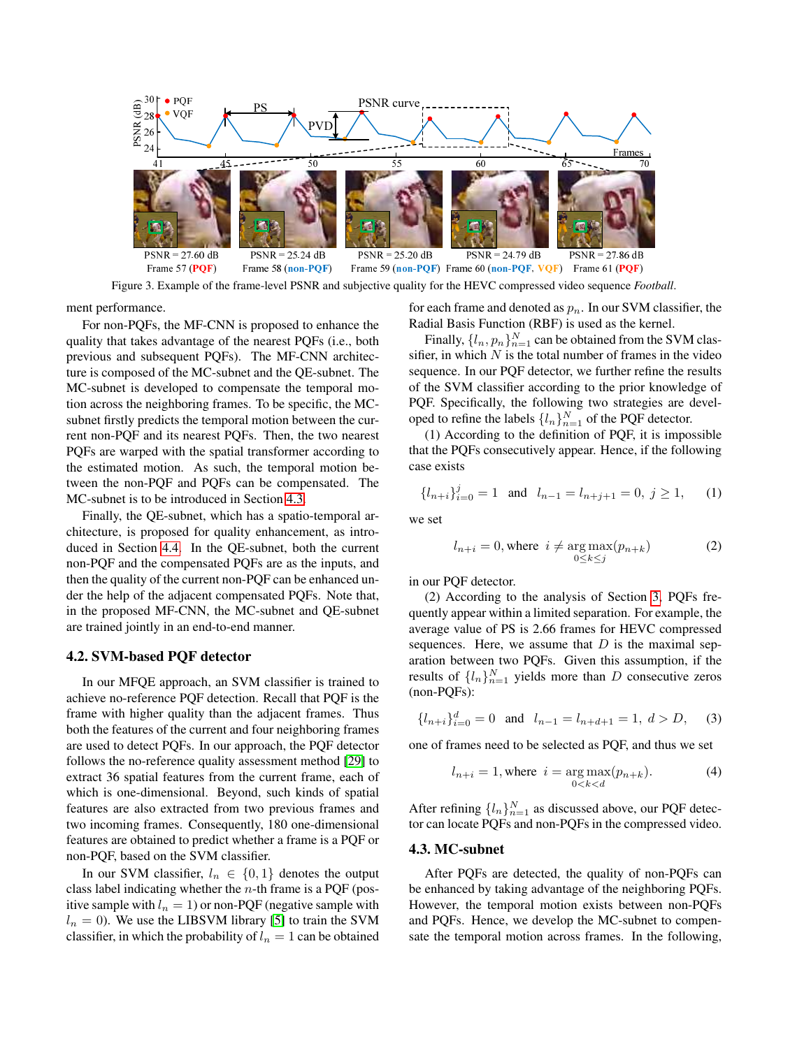Figure 3. Example of the frame-level PSNR and subjective quality for the HEVC compressed video sequence *Football*.

ment performance.

For non-PQFs, the MF-CNN is proposed to enhance the quality that takes advantage of the nearest PQFs (i.e., both previous and subsequent PQFs). The MF-CNN architecture is composed of the MC-subnet and the QE-subnet. The MC-subnet is developed to compensate the temporal motion across the neighboring frames. To be specific, the MC-subnet firstly predicts the temporal motion between the current non-PQF and its nearest PQFs. Then, the two nearest PQFs are warped with the spatial transformer according to the estimated motion. As such, the temporal motion between the non-PQF and PQFs can be compensated. The MC-subnet is to be introduced in Section 4.3.

Finally, the QE-subnet, which has a spatio-temporal architecture, is proposed for quality enhancement, as introduced in Section 4.4. In the QE-subnet, both the current non-PQF and the compensated PQFs are as the inputs, and then the quality of the current non-PQF can be enhanced under the help of the adjacent compensated PQFs. Note that, in the proposed MF-CNN, the MC-subnet and QE-subnet are trained jointly in an end-to-end manner.

## 4.2. SVM-based PQF detector

In our MFQE approach, an SVM classifier is trained to achieve no-reference PQF detection. Recall that PQF is the frame with higher quality than the adjacent frames. Thus both the features of the current and four neighboring frames are used to detect PQFs. In our approach, the PQF detector follows the no-reference quality assessment method [29] to extract 36 spatial features from the current frame, each of which is one-dimensional. Beyond, such kinds of spatial features are also extracted from two previous frames and two incoming frames. Consequently, 180 one-dimensional features are obtained to predict whether a frame is a PQF or non-PQF, based on the SVM classifier.

In our SVM classifier, $l_n \in \{0, 1\}$ denotes the output class label indicating whether the $n$-th frame is a PQF (positive sample with $l_n = 1$) or non-PQF (negative sample with $l_n = 0$). We use the LIBSVM library [5] to train the SVM classifier, in which the probability of $l_n = 1$ can be obtained for each frame and denoted as $p_n$. In our SVM classifier, the Radial Basis Function (RBF) is used as the kernel.

Finally, $\{l_n, p_n\}_{n=1}^{N}$ can be obtained from the SVM classifier, in which $N$ is the total number of frames in the video sequence. In our PQF detector, we further refine the results of the SVM classifier according to the prior knowledge of PQF. Specifically, the following two strategies are developed to refine the labels $\{l_n\}_{n=1}^{N}$ of the PQF detector.

(1) According to the definition of PQF, it is impossible that the PQFs consecutively appear. Hence, if the following case exists

$$\{l_{n+i}\}_{i=0}^{j} = 1 \;\; \text{and} \;\; l_{n-1} = l_{n+j+1} = 0, \; j \geq 1, \tag{1}$$

we set

$$l_{n+i} = 0, \text{where} \;\; i \neq \arg\max_{0 \leq k \leq j}(p_{n+k}) \tag{2}$$

in our PQF detector.

(2) According to the analysis of Section 3, PQFs frequently appear within a limited separation. For example, the average value of PS is 2.66 frames for HEVC compressed sequences. Here, we assume that $D$ is the maximal separation between two PQFs. Given this assumption, if the results of $\{l_n\}_{n=1}^{N}$ yields more than $D$ consecutive zeros (non-PQFs):

$$\{l_{n+i}\}_{i=0}^{d} = 0 \;\; \text{and} \;\; l_{n-1} = l_{n+d+1} = 1, \; d > D, \tag{3}$$

one of frames need to be selected as PQF, and thus we set

$$l_{n+i} = 1, \text{where} \;\; i = \arg\max_{0 < k < d}(p_{n+k}). \tag{4}$$

After refining $\{l_n\}_{n=1}^{N}$ as discussed above, our PQF detector can locate PQFs and non-PQFs in the compressed video.

## 4.3. MC-subnet

After PQFs are detected, the quality of non-PQFs can be enhanced by taking advantage of the neighboring PQFs. However, the temporal motion exists between non-PQFs and PQFs. Hence, we develop the MC-subnet to compensate the temporal motion across frames. In the following,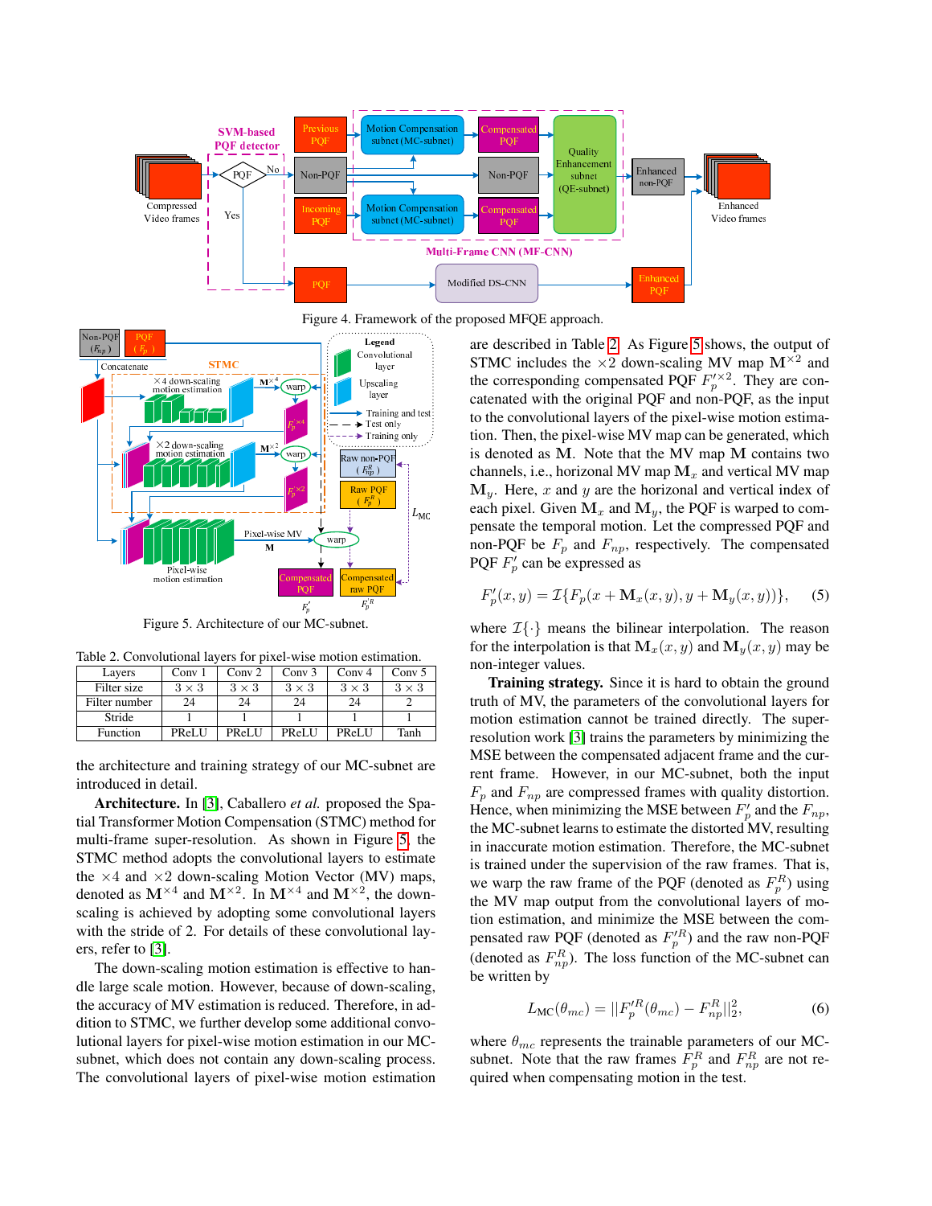Figure 4. Framework of the proposed MFQE approach.

Figure 5. Architecture of our MC-subnet.

Table 2. Convolutional layers for pixel-wise motion estimation.

| Layers | Conv 1 | Conv 2 | Conv 3 | Conv 4 | Conv 5 |
|---|---|---|---|---|---|
| Filter size | $3 \times 3$ | $3 \times 3$ | $3 \times 3$ | $3 \times 3$ | $3 \times 3$ |
| Filter number | 24 | 24 | 24 | 24 | 2 |
| Stride | 1 | 1 | 1 | 1 | 1 |
| Function | PReLU | PReLU | PReLU | PReLU | Tanh |

the architecture and training strategy of our MC-subnet are introduced in detail.

**Architecture.** In [3], Caballero *et al.* proposed the Spatial Transformer Motion Compensation (STMC) method for multi-frame super-resolution. As shown in Figure 5, the STMC method adopts the convolutional layers to estimate the $\times 4$ and $\times 2$ down-scaling Motion Vector (MV) maps, denoted as $\mathbf{M}^{\times 4}$ and $\mathbf{M}^{\times 2}$. In $\mathbf{M}^{\times 4}$ and $\mathbf{M}^{\times 2}$, the down-scaling is achieved by adopting some convolutional layers with the stride of 2. For details of these convolutional layers, refer to [3].

The down-scaling motion estimation is effective to handle large scale motion. However, because of down-scaling, the accuracy of MV estimation is reduced. Therefore, in addition to STMC, we further develop some additional convolutional layers for pixel-wise motion estimation in our MC-subnet, which does not contain any down-scaling process. The convolutional layers of pixel-wise motion estimation are described in Table 2. As Figure 5 shows, the output of STMC includes the $\times 2$ down-scaling MV map $\mathbf{M}^{\times 2}$ and the corresponding compensated PQF $F_p'^{\times 2}$. They are concatenated with the original PQF and non-PQF, as the input to the convolutional layers of the pixel-wise motion estimation. Then, the pixel-wise MV map can be generated, which is denoted as $\mathbf{M}$. Note that the MV map $\mathbf{M}$ contains two channels, i.e., horizonal MV map $\mathbf{M}_x$ and vertical MV map $\mathbf{M}_y$. Here, $x$ and $y$ are the horizontal and vertical index of each pixel. Given $\mathbf{M}_x$ and $\mathbf{M}_y$, the PQF is warped to compensate the temporal motion. Let the compressed PQF and non-PQF be $F_p$ and $F_{np}$, respectively. The compensated PQF $F_p'$ can be expressed as

$$F_p'(x, y) = \mathcal{I}\{F_p(x + \mathbf{M}_x(x, y), y + \mathbf{M}_y(x, y))\}, \tag{5}$$

where $\mathcal{I}\{\cdot\}$ means the bilinear interpolation. The reason for the interpolation is that $\mathbf{M}_x(x, y)$ and $\mathbf{M}_y(x, y)$ may be non-integer values.

**Training strategy.** Since it is hard to obtain the ground truth of MV, the parameters of the convolutional layers for motion estimation cannot be trained directly. The super-resolution work [3] trains the parameters by minimizing the MSE between the compensated adjacent frame and the current frame. However, in our MC-subnet, both the input $F_p$ and $F_{np}$ are compressed frames with quality distortion. Hence, when minimizing the MSE between $F_p'$ and the $F_{np}$, the MC-subnet learns to estimate the distorted MV, resulting in inaccurate motion estimation. Therefore, the MC-subnet is trained under the supervision of the raw frames. That is, we warp the raw frame of the PQF (denoted as $F_p^R$) using the MV map output from the convolutional layers of motion estimation, and minimize the MSE between the compensated raw PQF (denoted as $F_p'^R$) and the raw non-PQF (denoted as $F_{np}^R$). The loss function of the MC-subnet can be written by

$$L_{\text{MC}}(\theta_{mc}) = ||F_p'^R(\theta_{mc}) - F_{np}^R||_2^2, \tag{6}$$

where $\theta_{mc}$ represents the trainable parameters of our MC-subnet. Note that the raw frames $F_p^R$ and $F_{np}^R$ are not required when compensating motion in the test.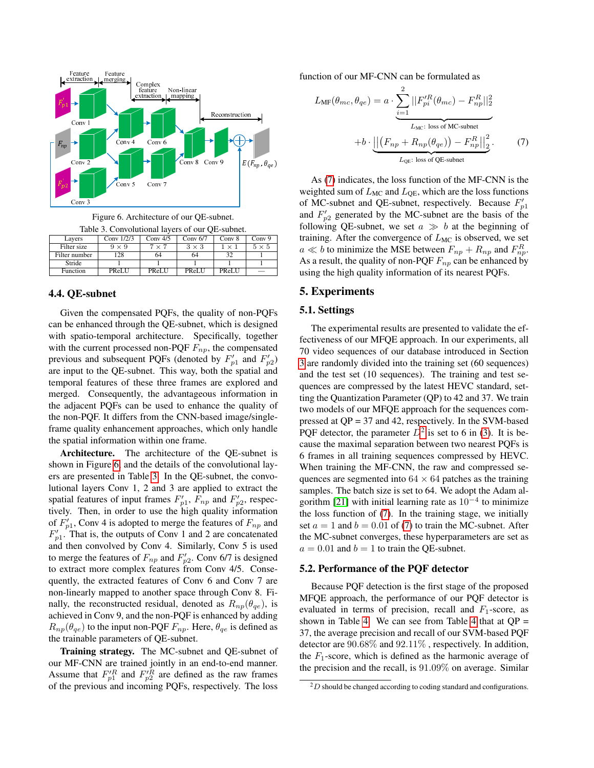Figure 6. Architecture of our QE-subnet.

Table 3. Convolutional layers of our QE-subnet.

| Layers | Conv 1/2/3 | Conv 4/5 | Conv 6/7 | Conv 8 | Conv 9 |
|---|---|---|---|---|---|
| Filter size | $9 \times 9$ | $7 \times 7$ | $3 \times 3$ | $1 \times 1$ | $5 \times 5$ |
| Filter number | 128 | 64 | 64 | 32 | 1 |
| Stride | 1 | 1 | 1 | 1 | 1 |
| Function | PReLU | PReLU | PReLU | PReLU | — |

### 4.4. QE-subnet

Given the compensated PQFs, the quality of non-PQFs can be enhanced through the QE-subnet, which is designed with spatio-temporal architecture. Specifically, together with the current processed non-PQF $F_{np}$, the compensated previous and subsequent PQFs (denoted by $F'_{p1}$ and $F'_{p2}$) are input to the QE-subnet. This way, both the spatial and temporal features of these three frames are explored and merged. Consequently, the advantageous information in the adjacent PQFs can be used to enhance the quality of the non-PQF. It differs from the CNN-based image/single-frame quality enhancement approaches, which only handle the spatial information within one frame.

**Architecture.** The architecture of the QE-subnet is shown in Figure 6, and the details of the convolutional layers are presented in Table 3. In the QE-subnet, the convolutional layers Conv 1, 2 and 3 are applied to extract the spatial features of input frames $F'_{p1}$, $F_{np}$ and $F'_{p2}$, respectively. Then, in order to use the high quality information of $F'_{p1}$, Conv 4 is adopted to merge the features of $F_{np}$ and $F'_{p1}$. That is, the outputs of Conv 1 and 2 are concatenated and then convolved by Conv 4. Similarly, Conv 5 is used to merge the features of $F_{np}$ and $F'_{p2}$. Conv 6/7 is designed to extract more complex features from Conv 4/5. Consequently, the extracted features of Conv 6 and Conv 7 are non-linearly mapped to another space through Conv 8. Finally, the reconstructed residual, denoted as $R_{np}(\theta_{qe})$, is achieved in Conv 9, and the non-PQF is enhanced by adding $R_{np}(\theta_{qe})$ to the input non-PQF $F_{np}$. Here, $\theta_{qe}$ is defined as the trainable parameters of QE-subnet.

**Training strategy.** The MC-subnet and QE-subnet of our MF-CNN are trained jointly in an end-to-end manner. Assume that $F'^R_{p1}$ and $F'^R_{p2}$ are defined as the raw frames of the previous and incoming PQFs, respectively. The loss function of our MF-CNN can be formulated as

$$L_{\mathrm{MF}}(\theta_{mc}, \theta_{qe}) = a \cdot \underbrace{\sum_{i=1}^{2} ||F'^R_{pi}(\theta_{mc}) - F^R_{np}||_2^2}_{L_{\mathrm{MC}}\text{: loss of MC-subnet}}$$
$$+ b \cdot \underbrace{\left|\left|\left(F_{np} + R_{np}(\theta_{qe})\right) - F^R_{np}\right|\right|_2^2}_{L_{\mathrm{QE}}\text{: loss of QE-subnet}}. \tag{7}$$

As (7) indicates, the loss function of the MF-CNN is the weighted sum of $L_{\mathrm{MC}}$ and $L_{\mathrm{QE}}$, which are the loss functions of MC-subnet and QE-subnet, respectively. Because $F'_{p1}$ and $F'_{p2}$ generated by the MC-subnet are the basis of the following QE-subnet, we set $a \gg b$ at the beginning of training. After the convergence of $L_{\mathrm{MC}}$ is observed, we set $a \ll b$ to minimize the MSE between $F_{np} + R_{np}$ and $F^R_{np}$. As a result, the quality of non-PQF $F_{np}$ can be enhanced by using the high quality information of its nearest PQFs.

## 5. Experiments

### 5.1. Settings

The experimental results are presented to validate the effectiveness of our MFQE approach. In our experiments, all 70 video sequences of our database introduced in Section 3 are randomly divided into the training set (60 sequences) and the test set (10 sequences). The training and test sequences are compressed by the latest HEVC standard, setting the Quantization Parameter (QP) to 42 and 37. We train two models of our MFQE approach for the sequences compressed at QP = 37 and 42, respectively. In the SVM-based PQF detector, the parameter $D$[2] is set to 6 in (3). It is because the maximal separation between two nearest PQFs is 6 frames in all training sequences compressed by HEVC. When training the MF-CNN, the raw and compressed sequences are segmented into $64 \times 64$ patches as the training samples. The batch size is set to 64. We adopt the Adam algorithm [21] with initial learning rate as $10^{-4}$ to minimize the loss function of (7). In the training stage, we initially set $a = 1$ and $b = 0.01$ of (7) to train the MC-subnet. After the MC-subnet converges, these hyperparameters are set as $a = 0.01$ and $b = 1$ to train the QE-subnet.

### 5.2. Performance of the PQF detector

Because PQF detection is the first stage of the proposed MFQE approach, the performance of our PQF detector is evaluated in terms of precision, recall and $F_1$-score, as shown in Table 4. We can see from Table 4 that at QP = 37, the average precision and recall of our SVM-based PQF detector are $90.68\%$ and $92.11\%$ , respectively. In addition, the $F_1$-score, which is defined as the harmonic average of the precision and the recall, is $91.09\%$ on average. Similar

[2] $D$ should be changed according to coding standard and configurations.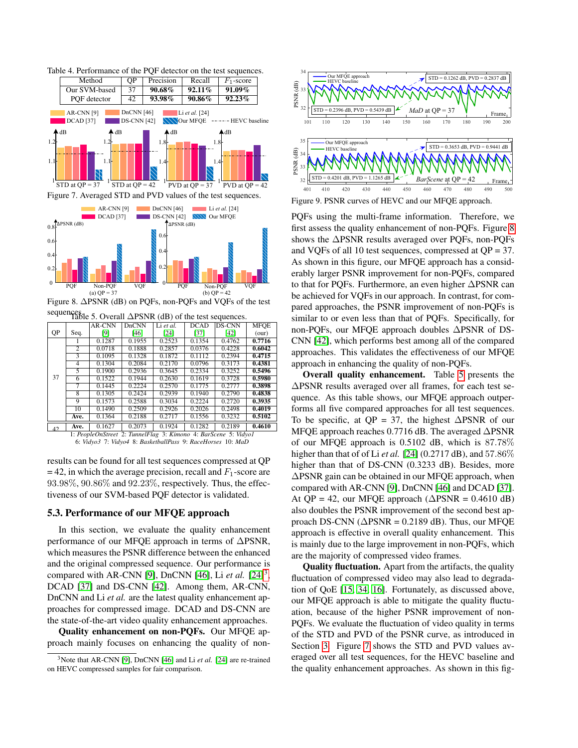Table 4. Performance of the PQF detector on the test sequences.

| Method | QP | Precision | Recall | $F_1$-score |
|---|---|---|---|---|
| Our SVM-based PQF detector | 37 | **90.68%** | **92.11%** | **91.09%** |
| | 42 | **93.98%** | **90.86%** | **92.23%** |

Figure 7. Averaged STD and PVD values of the test sequences.

Figure 8. ΔPSNR (dB) on PQFs, non-PQFs and VQFs of the test sequences.

Table 5. Overall ΔPSNR (dB) of the test sequences.

| QP | Seq. | AR-CNN [9] | DnCNN [46] | Li *et al.* [24] | DCAD [37] | DS-CNN [42] | MFQE (our) |
|---|---|---|---|---|---|---|---|
| 37 | 1 | 0.1287 | 0.1955 | 0.2523 | 0.1354 | 0.4762 | **0.7716** |
| | 2 | 0.0718 | 0.1888 | 0.2857 | 0.0376 | 0.4228 | **0.6042** |
| | 3 | 0.1095 | 0.1328 | 0.1872 | 0.1112 | 0.2394 | **0.4715** |
| | 4 | 0.1304 | 0.2084 | 0.2170 | 0.0796 | 0.3173 | **0.4381** |
| | 5 | 0.1900 | 0.2936 | 0.3645 | 0.2334 | 0.3252 | **0.5496** |
| | 6 | 0.1522 | 0.1944 | 0.2630 | 0.1619 | 0.3728 | **0.5980** |
| | 7 | 0.1445 | 0.2224 | 0.2570 | 0.1775 | 0.2777 | **0.3898** |
| | 8 | 0.1305 | 0.2424 | 0.2939 | 0.1940 | 0.2790 | **0.4838** |
| | 9 | 0.1573 | 0.2588 | 0.3034 | 0.2224 | 0.2720 | **0.3935** |
| | 10 | 0.1490 | 0.2509 | 0.2926 | 0.2026 | 0.2498 | **0.4019** |
| | **Ave.** | 0.1364 | 0.2188 | 0.2717 | 0.1556 | 0.3232 | **0.5102** |
| 42 | **Ave.** | 0.1627 | 0.2073 | 0.1924 | 0.1282 | 0.2189 | **0.4610** |

1: *PeopleOnStreet* 2: *TunnelFlag* 3: *Kimono* 4: *BarScene* 5: *Vidyo1* 6: *Vidyo3* 7: *Vidyo4* 8: *BasketballPass* 9: *RaceHorses* 10: *MaD*

results can be found for all test sequences compressed at QP = 42, in which the average precision, recall and $F_1$-score are 93.98%, 90.86% and 92.23%, respectively. Thus, the effectiveness of our SVM-based PQF detector is validated.

## 5.3. Performance of our MFQE approach

In this section, we evaluate the quality enhancement performance of our MFQE approach in terms of ΔPSNR, which measures the PSNR difference between the enhanced and the original compressed sequence. Our performance is compared with AR-CNN [9], DnCNN [46], Li *et al.* [24][3], DCAD [37] and DS-CNN [42]. Among them, AR-CNN, DnCNN and Li *et al.* are the latest quality enhancement approaches for compressed image. DCAD and DS-CNN are the state-of-the-art video quality enhancement approaches.

**Quality enhancement on non-PQFs.** Our MFQE approach mainly focuses on enhancing the quality of non-PQFs using the multi-frame information. Therefore, we first assess the quality enhancement of non-PQFs. Figure 8 shows the ΔPSNR results averaged over PQFs, non-PQFs and VQFs of all 10 test sequences, compressed at QP = 37. As shown in this figure, our MFQE approach has a considerably larger PSNR improvement for non-PQFs, compared to that for PQFs. Furthermore, an even higher ΔPSNR can be achieved for VQFs in our approach. In contrast, for compared approaches, the PSNR improvement of non-PQFs is similar to or even less than that of PQFs. Specifically, for non-PQFs, our MFQE approach doubles ΔPSNR of DS-CNN [42], which performs best among all of the compared approaches. This validates the effectiveness of our MFQE approach in enhancing the quality of non-PQFs.

**Overall quality enhancement.** Table 5 presents the ΔPSNR results averaged over all frames, for each test sequence. As this table shows, our MFQE approach outperforms all five compared approaches for all test sequences. To be specific, at QP = 37, the highest ΔPSNR of our MFQE approach reaches 0.7716 dB. The averaged ΔPSNR of our MFQE approach is 0.5102 dB, which is 87.78% higher than that of of Li *et al.* [24] (0.2717 dB), and 57.86% higher than that of DS-CNN (0.3233 dB). Besides, more ΔPSNR gain can be obtained in our MFQE approach, when compared with AR-CNN [9], DnCNN [46] and DCAD [37]. At QP = 42, our MFQE approach (ΔPSNR = 0.4610 dB) also doubles the PSNR improvement of the second best approach DS-CNN (ΔPSNR = 0.2189 dB). Thus, our MFQE approach is effective in overall quality enhancement. This is mainly due to the large improvement in non-PQFs, which are the majority of compressed video frames.

**Quality fluctuation.** Apart from the artifacts, the quality fluctuation of compressed video may also lead to degradation of QoE [15, 34, 16]. Fortunately, as discussed above, our MFQE approach is able to mitigate the quality fluctuation, because of the higher PSNR improvement of non-PQFs. We evaluate the fluctuation of video quality in terms of the STD and PVD of the PSNR curve, as introduced in Section 3. Figure 7 shows the STD and PVD values averaged over all test sequences, for the HEVC baseline and the quality enhancement approaches. As shown in this fig-

Figure 9. PSNR curves of HEVC and our MFQE approach.

[3] Note that AR-CNN [9], DnCNN [46] and Li *et al.* [24] are re-trained on HEVC compressed samples for fair comparison.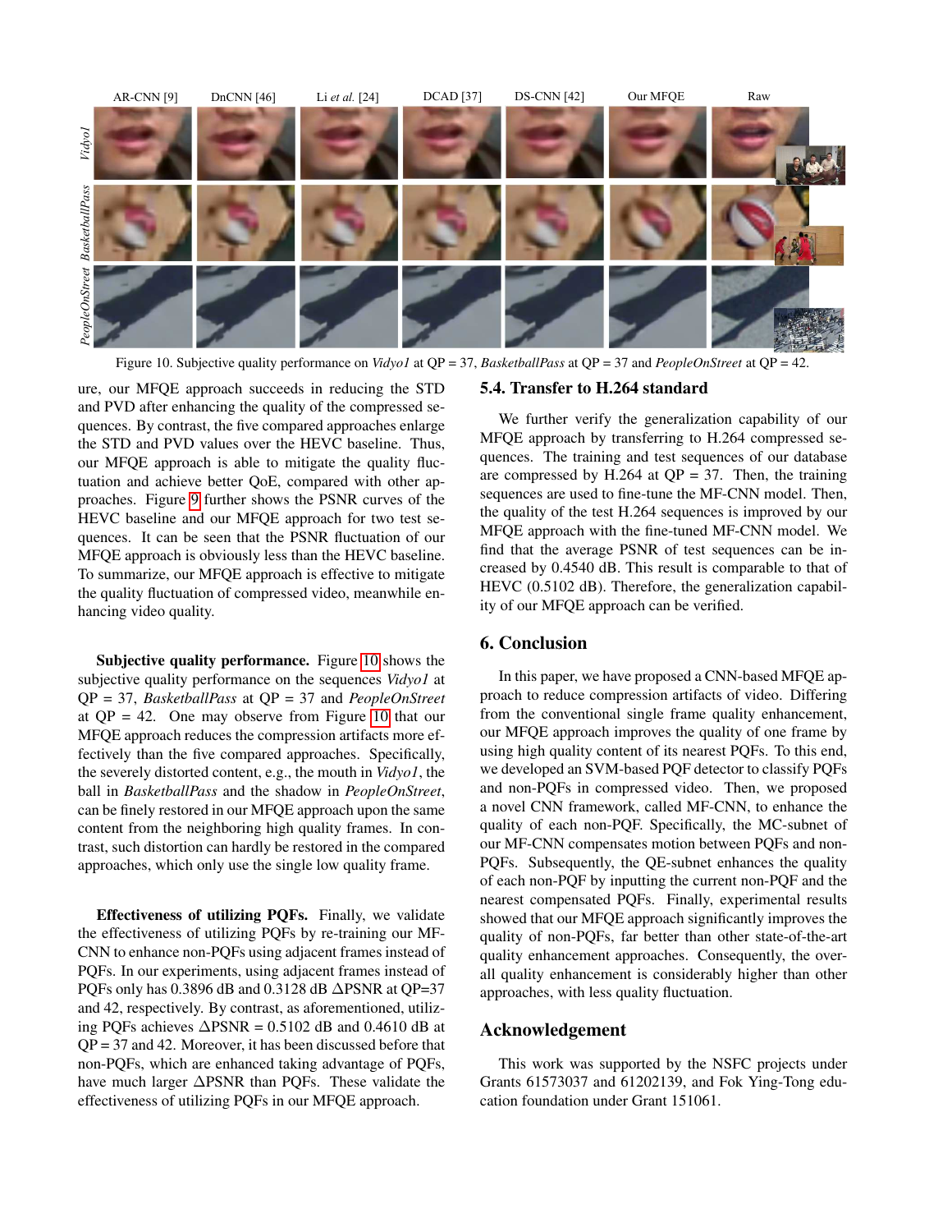Figure 10. Subjective quality performance on *Vidyo1* at QP = 37, *BasketballPass* at QP = 37 and *PeopleOnStreet* at QP = 42.

ure, our MFQE approach succeeds in reducing the STD and PVD after enhancing the quality of the compressed sequences. By contrast, the five compared approaches enlarge the STD and PVD values over the HEVC baseline. Thus, our MFQE approach is able to mitigate the quality fluctuation and achieve better QoE, compared with other approaches. Figure 9 further shows the PSNR curves of the HEVC baseline and our MFQE approach for two test sequences. It can be seen that the PSNR fluctuation of our MFQE approach is obviously less than the HEVC baseline. To summarize, our MFQE approach is effective to mitigate the quality fluctuation of compressed video, meanwhile enhancing video quality.

**Subjective quality performance.** Figure 10 shows the subjective quality performance on the sequences *Vidyo1* at QP = 37, *BasketballPass* at QP = 37 and *PeopleOnStreet* at QP = 42. One may observe from Figure 10 that our MFQE approach reduces the compression artifacts more effectively than the five compared approaches. Specifically, the severely distorted content, e.g., the mouth in *Vidyo1*, the ball in *BasketballPass* and the shadow in *PeopleOnStreet*, can be finely restored in our MFQE approach upon the same content from the neighboring high quality frames. In contrast, such distortion can hardly be restored in the compared approaches, which only use the single low quality frame.

**Effectiveness of utilizing PQFs.** Finally, we validate the effectiveness of utilizing PQFs by re-training our MF-CNN to enhance non-PQFs using adjacent frames instead of PQFs. In our experiments, using adjacent frames instead of PQFs only has 0.3896 dB and 0.3128 dB $\Delta$PSNR at QP=37 and 42, respectively. By contrast, as aforementioned, utilizing PQFs achieves $\Delta$PSNR = 0.5102 dB and 0.4610 dB at QP = 37 and 42. Moreover, it has been discussed before that non-PQFs, which are enhanced taking advantage of PQFs, have much larger $\Delta$PSNR than PQFs. These validate the effectiveness of utilizing PQFs in our MFQE approach.

### 5.4. Transfer to H.264 standard

We further verify the generalization capability of our MFQE approach by transferring to H.264 compressed sequences. The training and test sequences of our database are compressed by H.264 at QP = 37. Then, the training sequences are used to fine-tune the MF-CNN model. Then, the quality of the test H.264 sequences is improved by our MFQE approach with the fine-tuned MF-CNN model. We find that the average PSNR of test sequences can be increased by 0.4540 dB. This result is comparable to that of HEVC (0.5102 dB). Therefore, the generalization capability of our MFQE approach can be verified.

## 6. Conclusion

In this paper, we have proposed a CNN-based MFQE approach to reduce compression artifacts of video. Differing from the conventional single frame quality enhancement, our MFQE approach improves the quality of one frame by using high quality content of its nearest PQFs. To this end, we developed an SVM-based PQF detector to classify PQFs and non-PQFs in compressed video. Then, we proposed a novel CNN framework, called MF-CNN, to enhance the quality of each non-PQF. Specifically, the MC-subnet of our MF-CNN compensates motion between PQFs and non-PQFs. Subsequently, the QE-subnet enhances the quality of each non-PQF by inputting the current non-PQF and the nearest compensated PQFs. Finally, experimental results showed that our MFQE approach significantly improves the quality of non-PQFs, far better than other state-of-the-art quality enhancement approaches. Consequently, the overall quality enhancement is considerably higher than other approaches, with less quality fluctuation.

## Acknowledgement

This work was supported by the NSFC projects under Grants 61573037 and 61202139, and Fok Ying-Tong education foundation under Grant 151061.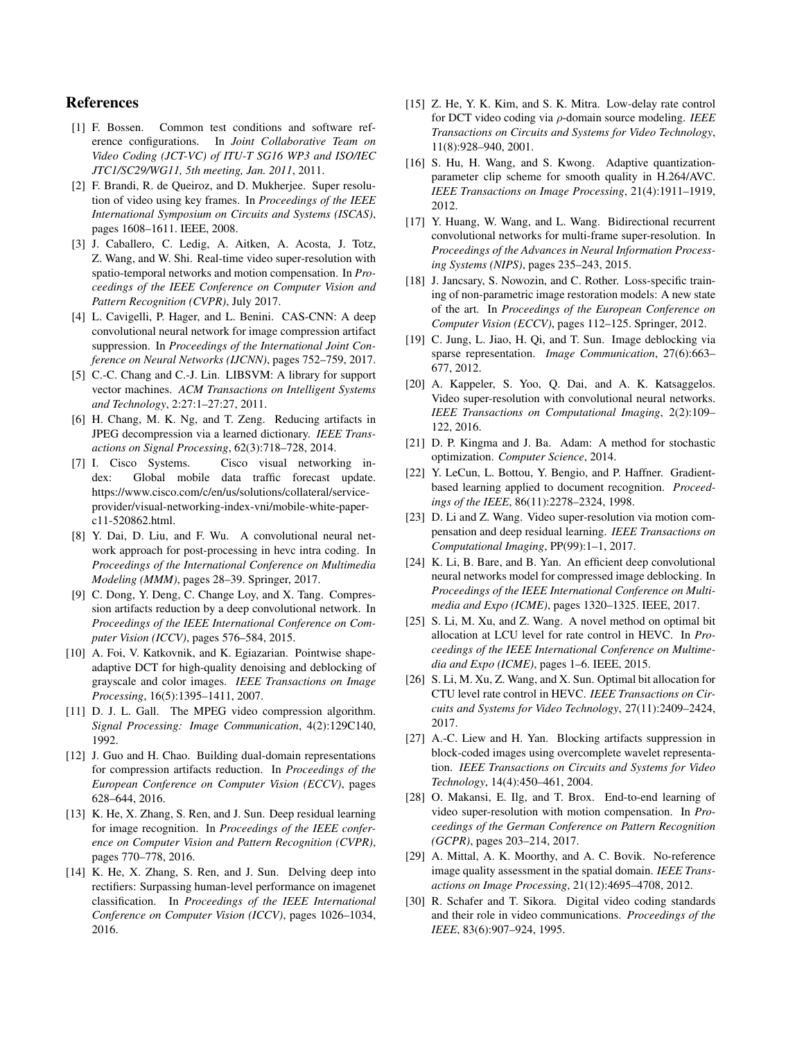## References

[1] F. Bossen. Common test conditions and software reference configurations. In *Joint Collaborative Team on Video Coding (JCT-VC) of ITU-T SG16 WP3 and ISO/IEC JTC1/SC29/WG11, 5th meeting, Jan. 2011*, 2011.

[2] F. Brandi, R. de Queiroz, and D. Mukherjee. Super resolution of video using key frames. In *Proceedings of the IEEE International Symposium on Circuits and Systems (ISCAS)*, pages 1608–1611. IEEE, 2008.

[3] J. Caballero, C. Ledig, A. Aitken, A. Acosta, J. Totz, Z. Wang, and W. Shi. Real-time video super-resolution with spatio-temporal networks and motion compensation. In *Proceedings of the IEEE Conference on Computer Vision and Pattern Recognition (CVPR)*, July 2017.

[4] L. Cavigelli, P. Hager, and L. Benini. CAS-CNN: A deep convolutional neural network for image compression artifact suppression. In *Proceedings of the International Joint Conference on Neural Networks (IJCNN)*, pages 752–759, 2017.

[5] C.-C. Chang and C.-J. Lin. LIBSVM: A library for support vector machines. *ACM Transactions on Intelligent Systems and Technology*, 2:27:1–27:27, 2011.

[6] H. Chang, M. K. Ng, and T. Zeng. Reducing artifacts in JPEG decompression via a learned dictionary. *IEEE Transactions on Signal Processing*, 62(3):718–728, 2014.

[7] I. Cisco Systems. Cisco visual networking index: Global mobile data traffic forecast update. https://www.cisco.com/c/en/us/solutions/collateral/service-provider/visual-networking-index-vni/mobile-white-paper-c11-520862.html.

[8] Y. Dai, D. Liu, and F. Wu. A convolutional neural network approach for post-processing in hevc intra coding. In *Proceedings of the International Conference on Multimedia Modeling (MMM)*, pages 28–39. Springer, 2017.

[9] C. Dong, Y. Deng, C. Change Loy, and X. Tang. Compression artifacts reduction by a deep convolutional network. In *Proceedings of the IEEE International Conference on Computer Vision (ICCV)*, pages 576–584, 2015.

[10] A. Foi, V. Katkovnik, and K. Egiazarian. Pointwise shape-adaptive DCT for high-quality denoising and deblocking of grayscale and color images. *IEEE Transactions on Image Processing*, 16(5):1395–1411, 2007.

[11] D. J. L. Gall. The MPEG video compression algorithm. *Signal Processing: Image Communication*, 4(2):129C140, 1992.

[12] J. Guo and H. Chao. Building dual-domain representations for compression artifacts reduction. In *Proceedings of the European Conference on Computer Vision (ECCV)*, pages 628–644, 2016.

[13] K. He, X. Zhang, S. Ren, and J. Sun. Deep residual learning for image recognition. In *Proceedings of the IEEE conference on Computer Vision and Pattern Recognition (CVPR)*, pages 770–778, 2016.

[14] K. He, X. Zhang, S. Ren, and J. Sun. Delving deep into rectifiers: Surpassing human-level performance on imagenet classification. In *Proceedings of the IEEE International Conference on Computer Vision (ICCV)*, pages 1026–1034, 2016.

[15] Z. He, Y. K. Kim, and S. K. Mitra. Low-delay rate control for DCT video coding via $\rho$-domain source modeling. *IEEE Transactions on Circuits and Systems for Video Technology*, 11(8):928–940, 2001.

[16] S. Hu, H. Wang, and S. Kwong. Adaptive quantization-parameter clip scheme for smooth quality in H.264/AVC. *IEEE Transactions on Image Processing*, 21(4):1911–1919, 2012.

[17] Y. Huang, W. Wang, and L. Wang. Bidirectional recurrent convolutional networks for multi-frame super-resolution. In *Proceedings of the Advances in Neural Information Processing Systems (NIPS)*, pages 235–243, 2015.

[18] J. Jancsary, S. Nowozin, and C. Rother. Loss-specific training of non-parametric image restoration models: A new state of the art. In *Proceedings of the European Conference on Computer Vision (ECCV)*, pages 112–125. Springer, 2012.

[19] C. Jung, L. Jiao, H. Qi, and T. Sun. Image deblocking via sparse representation. *Image Communication*, 27(6):663–677, 2012.

[20] A. Kappeler, S. Yoo, Q. Dai, and A. K. Katsaggelos. Video super-resolution with convolutional neural networks. *IEEE Transactions on Computational Imaging*, 2(2):109–122, 2016.

[21] D. P. Kingma and J. Ba. Adam: A method for stochastic optimization. *Computer Science*, 2014.

[22] Y. LeCun, L. Bottou, Y. Bengio, and P. Haffner. Gradient-based learning applied to document recognition. *Proceedings of the IEEE*, 86(11):2278–2324, 1998.

[23] D. Li and Z. Wang. Video super-resolution via motion compensation and deep residual learning. *IEEE Transactions on Computational Imaging*, PP(99):1–1, 2017.

[24] K. Li, B. Bare, and B. Yan. An efficient deep convolutional neural networks model for compressed image deblocking. In *Proceedings of the IEEE International Conference on Multimedia and Expo (ICME)*, pages 1320–1325. IEEE, 2017.

[25] S. Li, M. Xu, and Z. Wang. A novel method on optimal bit allocation at LCU level for rate control in HEVC. In *Proceedings of the IEEE International Conference on Multimedia and Expo (ICME)*, pages 1–6. IEEE, 2015.

[26] S. Li, M. Xu, Z. Wang, and X. Sun. Optimal bit allocation for CTU level rate control in HEVC. *IEEE Transactions on Circuits and Systems for Video Technology*, 27(11):2409–2424, 2017.

[27] A.-C. Liew and H. Yan. Blocking artifacts suppression in block-coded images using overcomplete wavelet representation. *IEEE Transactions on Circuits and Systems for Video Technology*, 14(4):450–461, 2004.

[28] O. Makansi, E. Ilg, and T. Brox. End-to-end learning of video super-resolution with motion compensation. In *Proceedings of the German Conference on Pattern Recognition (GCPR)*, pages 203–214, 2017.

[29] A. Mittal, A. K. Moorthy, and A. C. Bovik. No-reference image quality assessment in the spatial domain. *IEEE Transactions on Image Processing*, 21(12):4695–4708, 2012.

[30] R. Schafer and T. Sikora. Digital video coding standards and their role in video communications. *Proceedings of the IEEE*, 83(6):907–924, 1995.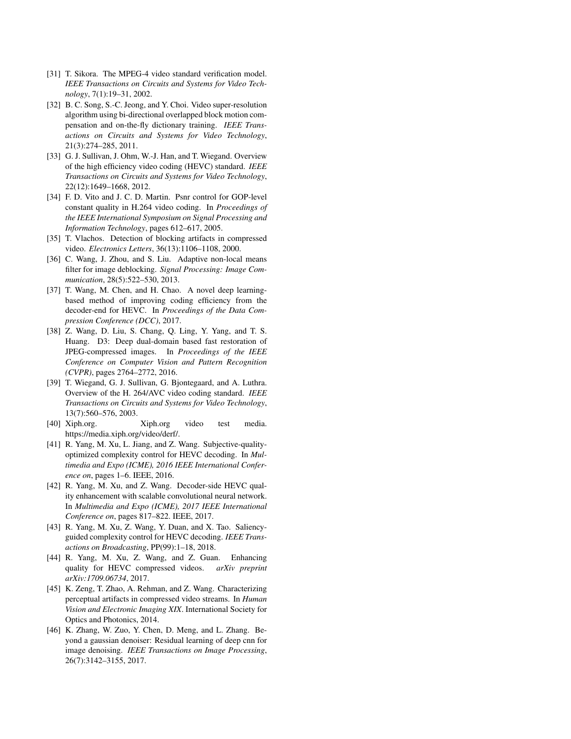[31] T. Sikora. The MPEG-4 video standard verification model. *IEEE Transactions on Circuits and Systems for Video Technology*, 7(1):19–31, 2002.

[32] B. C. Song, S.-C. Jeong, and Y. Choi. Video super-resolution algorithm using bi-directional overlapped block motion compensation and on-the-fly dictionary training. *IEEE Transactions on Circuits and Systems for Video Technology*, 21(3):274–285, 2011.

[33] G. J. Sullivan, J. Ohm, W.-J. Han, and T. Wiegand. Overview of the high efficiency video coding (HEVC) standard. *IEEE Transactions on Circuits and Systems for Video Technology*, 22(12):1649–1668, 2012.

[34] F. D. Vito and J. C. D. Martin. Psnr control for GOP-level constant quality in H.264 video coding. In *Proceedings of the IEEE International Symposium on Signal Processing and Information Technology*, pages 612–617, 2005.

[35] T. Vlachos. Detection of blocking artifacts in compressed video. *Electronics Letters*, 36(13):1106–1108, 2000.

[36] C. Wang, J. Zhou, and S. Liu. Adaptive non-local means filter for image deblocking. *Signal Processing: Image Communication*, 28(5):522–530, 2013.

[37] T. Wang, M. Chen, and H. Chao. A novel deep learning-based method of improving coding efficiency from the decoder-end for HEVC. In *Proceedings of the Data Compression Conference (DCC)*, 2017.

[38] Z. Wang, D. Liu, S. Chang, Q. Ling, Y. Yang, and T. S. Huang. D3: Deep dual-domain based fast restoration of JPEG-compressed images. In *Proceedings of the IEEE Conference on Computer Vision and Pattern Recognition (CVPR)*, pages 2764–2772, 2016.

[39] T. Wiegand, G. J. Sullivan, G. Bjontegaard, and A. Luthra. Overview of the H. 264/AVC video coding standard. *IEEE Transactions on Circuits and Systems for Video Technology*, 13(7):560–576, 2003.

[40] Xiph.org. Xiph.org video test media. https://media.xiph.org/video/derf/.

[41] R. Yang, M. Xu, L. Jiang, and Z. Wang. Subjective-quality-optimized complexity control for HEVC decoding. In *Multimedia and Expo (ICME), 2016 IEEE International Conference on*, pages 1–6. IEEE, 2016.

[42] R. Yang, M. Xu, and Z. Wang. Decoder-side HEVC quality enhancement with scalable convolutional neural network. In *Multimedia and Expo (ICME), 2017 IEEE International Conference on*, pages 817–822. IEEE, 2017.

[43] R. Yang, M. Xu, Z. Wang, Y. Duan, and X. Tao. Saliency-guided complexity control for HEVC decoding. *IEEE Transactions on Broadcasting*, PP(99):1–18, 2018.

[44] R. Yang, M. Xu, Z. Wang, and Z. Guan. Enhancing quality for HEVC compressed videos. *arXiv preprint arXiv:1709.06734*, 2017.

[45] K. Zeng, T. Zhao, A. Rehman, and Z. Wang. Characterizing perceptual artifacts in compressed video streams. In *Human Vision and Electronic Imaging XIX*. International Society for Optics and Photonics, 2014.

[46] K. Zhang, W. Zuo, Y. Chen, D. Meng, and L. Zhang. Beyond a gaussian denoiser: Residual learning of deep cnn for image denoising. *IEEE Transactions on Image Processing*, 26(7):3142–3155, 2017.